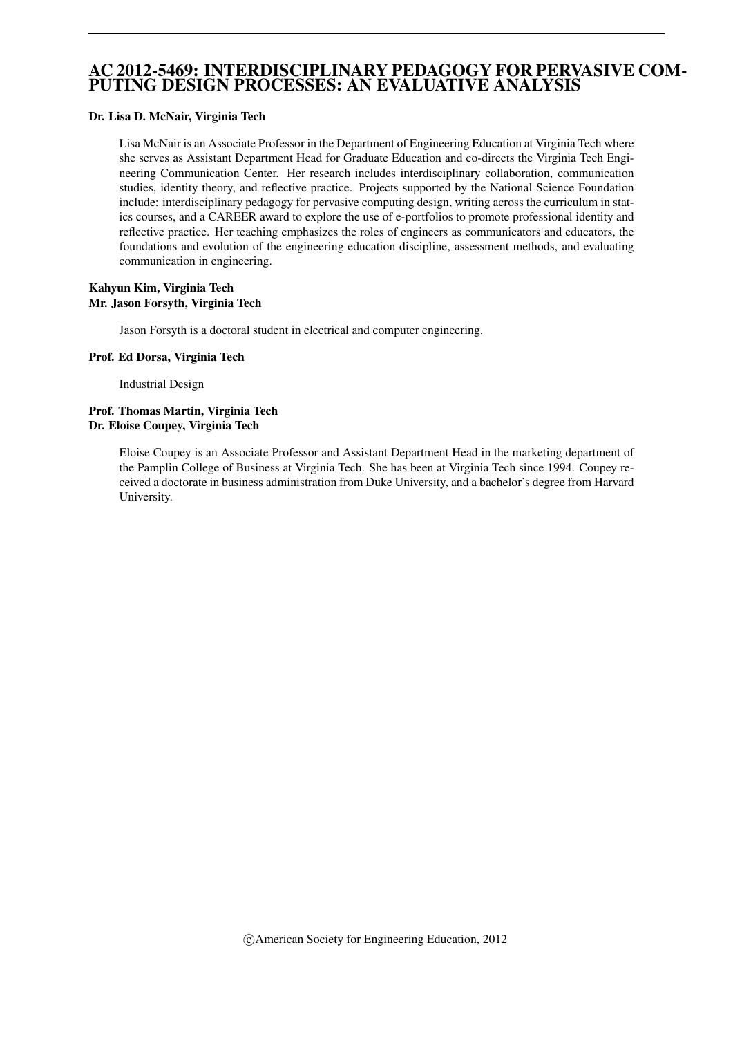# AC 2012-5469: INTERDISCIPLINARY PEDAGOGY FOR PERVASIVE COMPUTING DESIGN PROCESSES: AN EVALUATIVE ANALYSIS

**Dr. Lisa D. McNair, Virginia Tech**

Lisa McNair is an Associate Professor in the Department of Engineering Education at Virginia Tech where she serves as Assistant Department Head for Graduate Education and co-directs the Virginia Tech Engineering Communication Center. Her research includes interdisciplinary collaboration, communication studies, identity theory, and reflective practice. Projects supported by the National Science Foundation include: interdisciplinary pedagogy for pervasive computing design, writing across the curriculum in statics courses, and a CAREER award to explore the use of e-portfolios to promote professional identity and reflective practice. Her teaching emphasizes the roles of engineers as communicators and educators, the foundations and evolution of the engineering education discipline, assessment methods, and evaluating communication in engineering.

**Kahyun Kim, Virginia Tech**
**Mr. Jason Forsyth, Virginia Tech**

Jason Forsyth is a doctoral student in electrical and computer engineering.

**Prof. Ed Dorsa, Virginia Tech**

Industrial Design

**Prof. Thomas Martin, Virginia Tech**
**Dr. Eloise Coupey, Virginia Tech**

Eloise Coupey is an Associate Professor and Assistant Department Head in the marketing department of the Pamplin College of Business at Virginia Tech. She has been at Virginia Tech since 1994. Coupey received a doctorate in business administration from Duke University, and a bachelor's degree from Harvard University.

©American Society for Engineering Education, 2012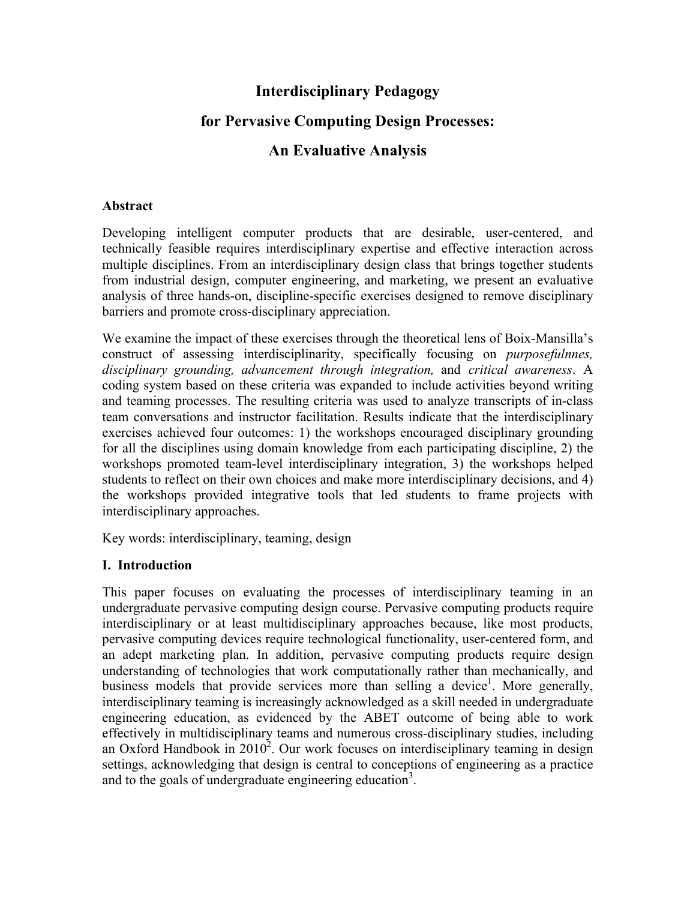# Interdisciplinary Pedagogy

# for Pervasive Computing Design Processes:

# An Evaluative Analysis

## Abstract

Developing intelligent computer products that are desirable, user-centered, and technically feasible requires interdisciplinary expertise and effective interaction across multiple disciplines. From an interdisciplinary design class that brings together students from industrial design, computer engineering, and marketing, we present an evaluative analysis of three hands-on, discipline-specific exercises designed to remove disciplinary barriers and promote cross-disciplinary appreciation.

We examine the impact of these exercises through the theoretical lens of Boix-Mansilla's construct of assessing interdisciplinarity, specifically focusing on *purposefulnnes, disciplinary grounding, advancement through integration,* and *critical awareness*. A coding system based on these criteria was expanded to include activities beyond writing and teaming processes. The resulting criteria was used to analyze transcripts of in-class team conversations and instructor facilitation. Results indicate that the interdisciplinary exercises achieved four outcomes: 1) the workshops encouraged disciplinary grounding for all the disciplines using domain knowledge from each participating discipline, 2) the workshops promoted team-level interdisciplinary integration, 3) the workshops helped students to reflect on their own choices and make more interdisciplinary decisions, and 4) the workshops provided integrative tools that led students to frame projects with interdisciplinary approaches.

Key words: interdisciplinary, teaming, design

## I. Introduction

This paper focuses on evaluating the processes of interdisciplinary teaming in an undergraduate pervasive computing design course. Pervasive computing products require interdisciplinary or at least multidisciplinary approaches because, like most products, pervasive computing devices require technological functionality, user-centered form, and an adept marketing plan. In addition, pervasive computing products require design understanding of technologies that work computationally rather than mechanically, and business models that provide services more than selling a device[1]. More generally, interdisciplinary teaming is increasingly acknowledged as a skill needed in undergraduate engineering education, as evidenced by the ABET outcome of being able to work effectively in multidisciplinary teams and numerous cross-disciplinary studies, including an Oxford Handbook in 2010[2]. Our work focuses on interdisciplinary teaming in design settings, acknowledging that design is central to conceptions of engineering as a practice and to the goals of undergraduate engineering education[3].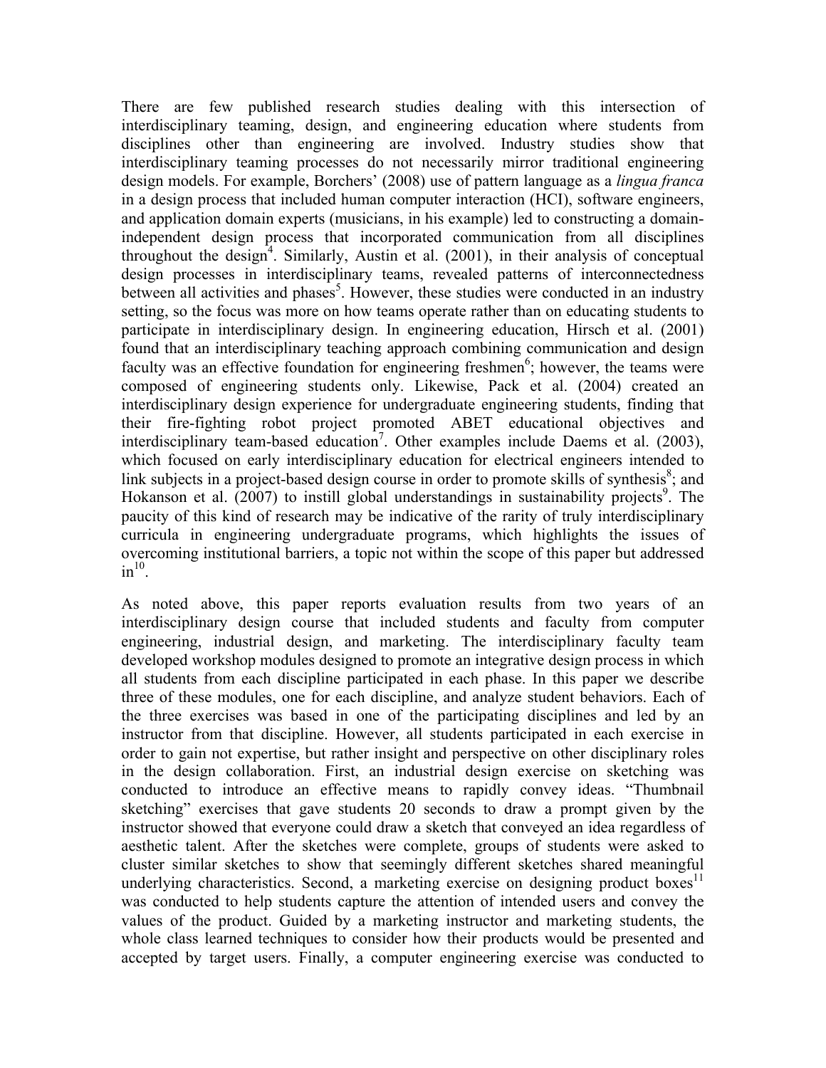There are few published research studies dealing with this intersection of interdisciplinary teaming, design, and engineering education where students from disciplines other than engineering are involved. Industry studies show that interdisciplinary teaming processes do not necessarily mirror traditional engineering design models. For example, Borchers' (2008) use of pattern language as a *lingua franca* in a design process that included human computer interaction (HCI), software engineers, and application domain experts (musicians, in his example) led to constructing a domain-independent design process that incorporated communication from all disciplines throughout the design[4]. Similarly, Austin et al. (2001), in their analysis of conceptual design processes in interdisciplinary teams, revealed patterns of interconnectedness between all activities and phases[5]. However, these studies were conducted in an industry setting, so the focus was more on how teams operate rather than on educating students to participate in interdisciplinary design. In engineering education, Hirsch et al. (2001) found that an interdisciplinary teaching approach combining communication and design faculty was an effective foundation for engineering freshmen[6]; however, the teams were composed of engineering students only. Likewise, Pack et al. (2004) created an interdisciplinary design experience for undergraduate engineering students, finding that their fire-fighting robot project promoted ABET educational objectives and interdisciplinary team-based education[7]. Other examples include Daems et al. (2003), which focused on early interdisciplinary education for electrical engineers intended to link subjects in a project-based design course in order to promote skills of synthesis[8]; and Hokanson et al. (2007) to instill global understandings in sustainability projects[9]. The paucity of this kind of research may be indicative of the rarity of truly interdisciplinary curricula in engineering undergraduate programs, which highlights the issues of overcoming institutional barriers, a topic not within the scope of this paper but addressed in[10].

As noted above, this paper reports evaluation results from two years of an interdisciplinary design course that included students and faculty from computer engineering, industrial design, and marketing. The interdisciplinary faculty team developed workshop modules designed to promote an integrative design process in which all students from each discipline participated in each phase. In this paper we describe three of these modules, one for each discipline, and analyze student behaviors. Each of the three exercises was based in one of the participating disciplines and led by an instructor from that discipline. However, all students participated in each exercise in order to gain not expertise, but rather insight and perspective on other disciplinary roles in the design collaboration. First, an industrial design exercise on sketching was conducted to introduce an effective means to rapidly convey ideas. "Thumbnail sketching" exercises that gave students 20 seconds to draw a prompt given by the instructor showed that everyone could draw a sketch that conveyed an idea regardless of aesthetic talent. After the sketches were complete, groups of students were asked to cluster similar sketches to show that seemingly different sketches shared meaningful underlying characteristics. Second, a marketing exercise on designing product boxes[11] was conducted to help students capture the attention of intended users and convey the values of the product. Guided by a marketing instructor and marketing students, the whole class learned techniques to consider how their products would be presented and accepted by target users. Finally, a computer engineering exercise was conducted to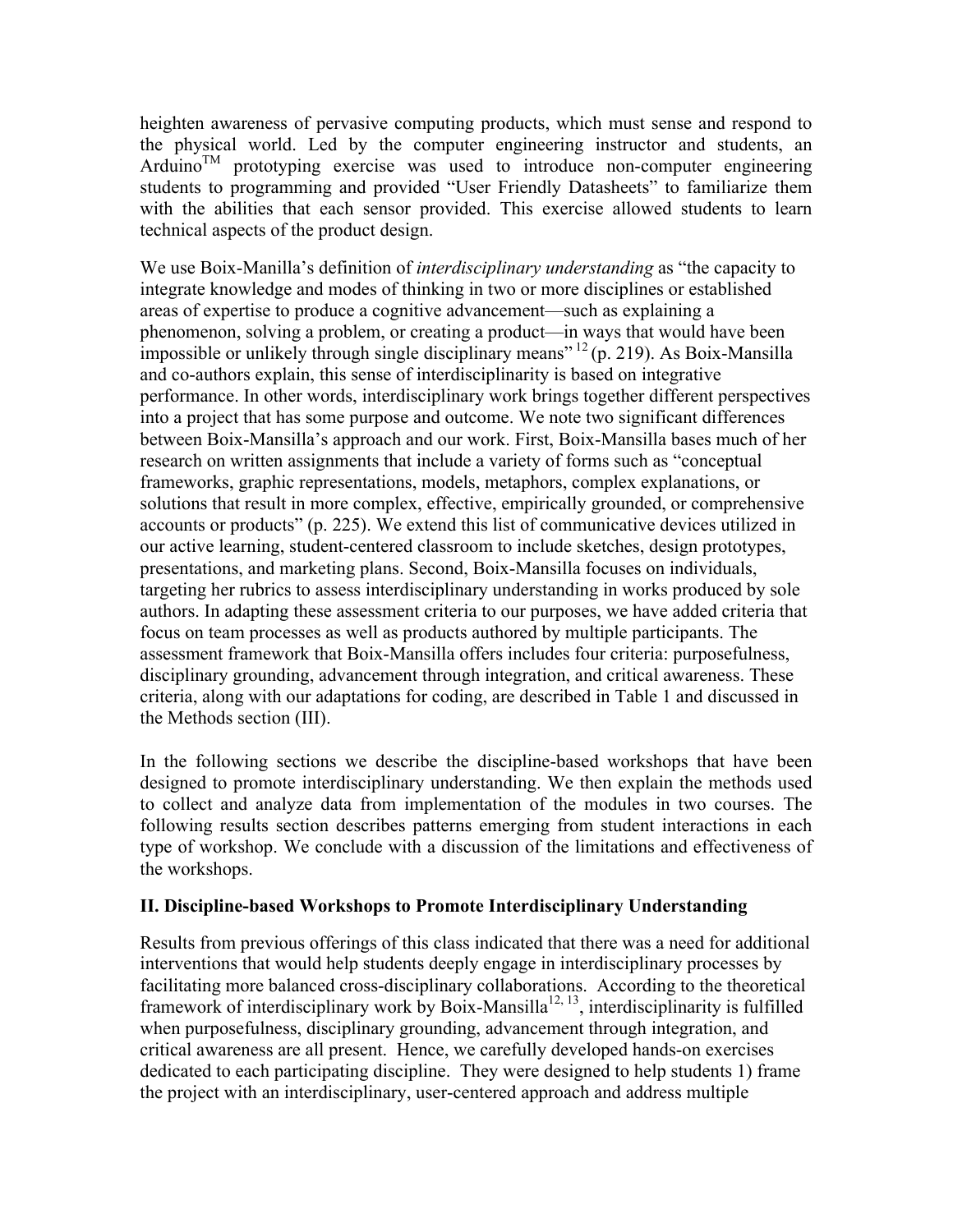heighten awareness of pervasive computing products, which must sense and respond to the physical world. Led by the computer engineering instructor and students, an Arduino™ prototyping exercise was used to introduce non-computer engineering students to programming and provided "User Friendly Datasheets" to familiarize them with the abilities that each sensor provided. This exercise allowed students to learn technical aspects of the product design.

We use Boix-Manilla's definition of *interdisciplinary understanding* as "the capacity to integrate knowledge and modes of thinking in two or more disciplines or established areas of expertise to produce a cognitive advancement—such as explaining a phenomenon, solving a problem, or creating a product—in ways that would have been impossible or unlikely through single disciplinary means" [12] (p. 219). As Boix-Mansilla and co-authors explain, this sense of interdisciplinarity is based on integrative performance. In other words, interdisciplinary work brings together different perspectives into a project that has some purpose and outcome. We note two significant differences between Boix-Mansilla's approach and our work. First, Boix-Mansilla bases much of her research on written assignments that include a variety of forms such as "conceptual frameworks, graphic representations, models, metaphors, complex explanations, or solutions that result in more complex, effective, empirically grounded, or comprehensive accounts or products" (p. 225). We extend this list of communicative devices utilized in our active learning, student-centered classroom to include sketches, design prototypes, presentations, and marketing plans. Second, Boix-Mansilla focuses on individuals, targeting her rubrics to assess interdisciplinary understanding in works produced by sole authors. In adapting these assessment criteria to our purposes, we have added criteria that focus on team processes as well as products authored by multiple participants. The assessment framework that Boix-Mansilla offers includes four criteria: purposefulness, disciplinary grounding, advancement through integration, and critical awareness. These criteria, along with our adaptations for coding, are described in Table 1 and discussed in the Methods section (III).

In the following sections we describe the discipline-based workshops that have been designed to promote interdisciplinary understanding. We then explain the methods used to collect and analyze data from implementation of the modules in two courses. The following results section describes patterns emerging from student interactions in each type of workshop. We conclude with a discussion of the limitations and effectiveness of the workshops.

## II. Discipline-based Workshops to Promote Interdisciplinary Understanding

Results from previous offerings of this class indicated that there was a need for additional interventions that would help students deeply engage in interdisciplinary processes by facilitating more balanced cross-disciplinary collaborations. According to the theoretical framework of interdisciplinary work by Boix-Mansilla[12, 13], interdisciplinarity is fulfilled when purposefulness, disciplinary grounding, advancement through integration, and critical awareness are all present. Hence, we carefully developed hands-on exercises dedicated to each participating discipline. They were designed to help students 1) frame the project with an interdisciplinary, user-centered approach and address multiple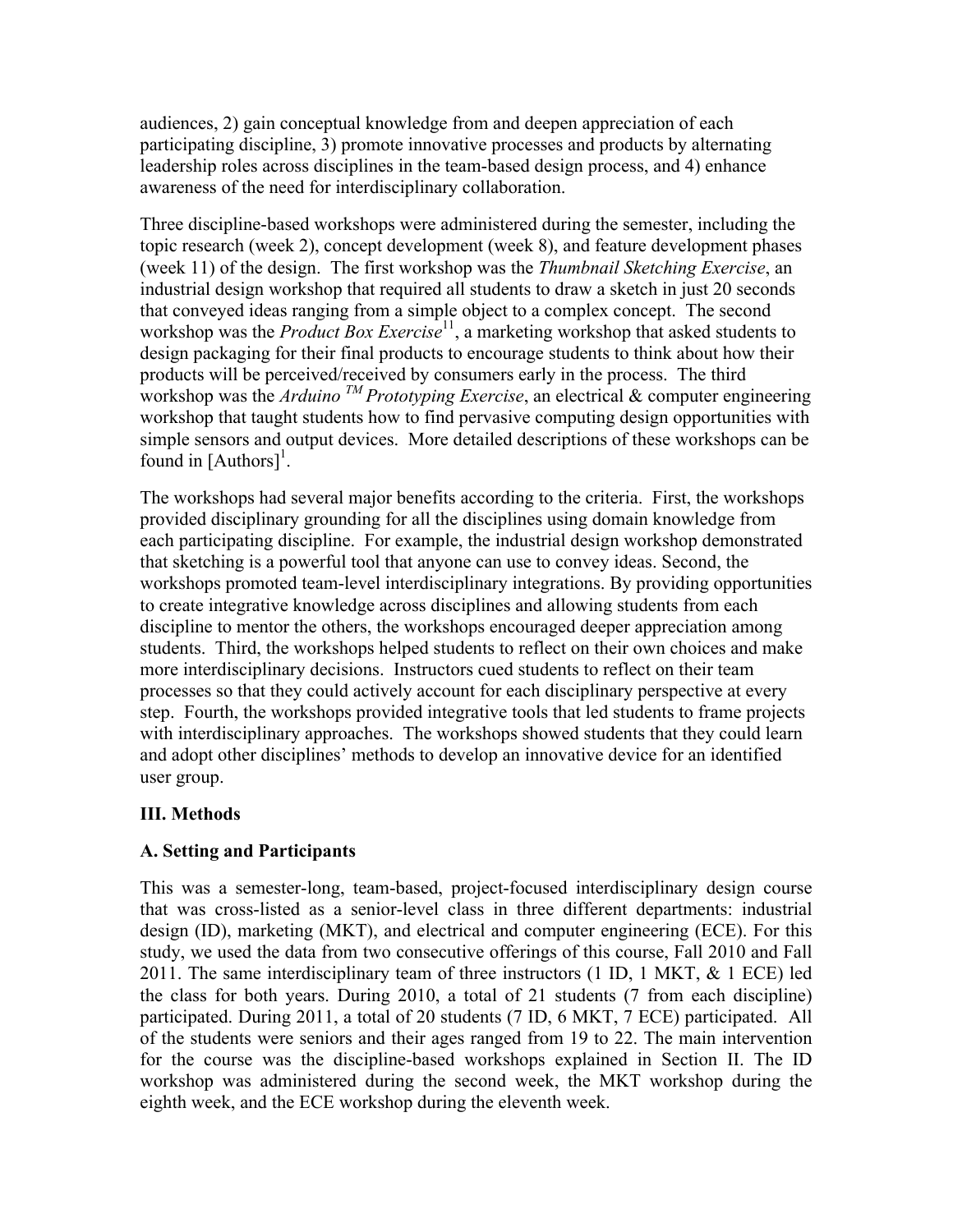audiences, 2) gain conceptual knowledge from and deepen appreciation of each participating discipline, 3) promote innovative processes and products by alternating leadership roles across disciplines in the team-based design process, and 4) enhance awareness of the need for interdisciplinary collaboration.

Three discipline-based workshops were administered during the semester, including the topic research (week 2), concept development (week 8), and feature development phases (week 11) of the design. The first workshop was the *Thumbnail Sketching Exercise*, an industrial design workshop that required all students to draw a sketch in just 20 seconds that conveyed ideas ranging from a simple object to a complex concept. The second workshop was the *Product Box Exercise*[11], a marketing workshop that asked students to design packaging for their final products to encourage students to think about how their products will be perceived/received by consumers early in the process. The third workshop was the *Arduino™ Prototyping Exercise*, an electrical & computer engineering workshop that taught students how to find pervasive computing design opportunities with simple sensors and output devices. More detailed descriptions of these workshops can be found in [Authors][1].

The workshops had several major benefits according to the criteria. First, the workshops provided disciplinary grounding for all the disciplines using domain knowledge from each participating discipline. For example, the industrial design workshop demonstrated that sketching is a powerful tool that anyone can use to convey ideas. Second, the workshops promoted team-level interdisciplinary integrations. By providing opportunities to create integrative knowledge across disciplines and allowing students from each discipline to mentor the others, the workshops encouraged deeper appreciation among students. Third, the workshops helped students to reflect on their own choices and make more interdisciplinary decisions. Instructors cued students to reflect on their team processes so that they could actively account for each disciplinary perspective at every step. Fourth, the workshops provided integrative tools that led students to frame projects with interdisciplinary approaches. The workshops showed students that they could learn and adopt other disciplines' methods to develop an innovative device for an identified user group.

## III. Methods

### A. Setting and Participants

This was a semester-long, team-based, project-focused interdisciplinary design course that was cross-listed as a senior-level class in three different departments: industrial design (ID), marketing (MKT), and electrical and computer engineering (ECE). For this study, we used the data from two consecutive offerings of this course, Fall 2010 and Fall 2011. The same interdisciplinary team of three instructors (1 ID, 1 MKT, & 1 ECE) led the class for both years. During 2010, a total of 21 students (7 from each discipline) participated. During 2011, a total of 20 students (7 ID, 6 MKT, 7 ECE) participated. All of the students were seniors and their ages ranged from 19 to 22. The main intervention for the course was the discipline-based workshops explained in Section II. The ID workshop was administered during the second week, the MKT workshop during the eighth week, and the ECE workshop during the eleventh week.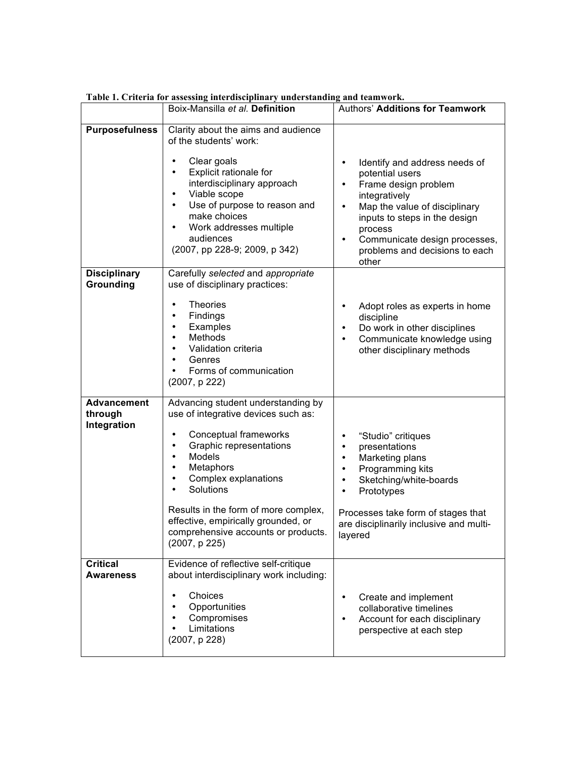**Table 1. Criteria for assessing interdisciplinary understanding and teamwork.**

| | Boix-Mansilla *et al.* **Definition** | Authors' **Additions for Teamwork** |
|---|---|---|
| **Purposefulness** | Clarity about the aims and audience of the students' work:<br>• Clear goals<br>• Explicit rationale for interdisciplinary approach<br>• Viable scope<br>• Use of purpose to reason and make choices<br>• Work addresses multiple audiences<br>(2007, pp 228-9; 2009, p 342) | • Identify and address needs of potential users<br>• Frame design problem integratively<br>• Map the value of disciplinary inputs to steps in the design process<br>• Communicate design processes, problems and decisions to each other |
| **Disciplinary Grounding** | Carefully *selected* and *appropriate* use of disciplinary practices:<br>• Theories<br>• Findings<br>• Examples<br>• Methods<br>• Validation criteria<br>• Genres<br>• Forms of communication<br>(2007, p 222) | • Adopt roles as experts in home discipline<br>• Do work in other disciplines<br>• Communicate knowledge using other disciplinary methods |
| **Advancement through Integration** | Advancing student understanding by use of integrative devices such as:<br>• Conceptual frameworks<br>• Graphic representations<br>• Models<br>• Metaphors<br>• Complex explanations<br>• Solutions<br><br>Results in the form of more complex, effective, empirically grounded, or comprehensive accounts or products. (2007, p 225) | • "Studio" critiques<br>• presentations<br>• Marketing plans<br>• Programming kits<br>• Sketching/white-boards<br>• Prototypes<br><br>Processes take form of stages that are disciplinarily inclusive and multi-layered |
| **Critical Awareness** | Evidence of reflective self-critique about interdisciplinary work including:<br>• Choices<br>• Opportunities<br>• Compromises<br>• Limitations<br>(2007, p 228) | • Create and implement collaborative timelines<br>• Account for each disciplinary perspective at each step |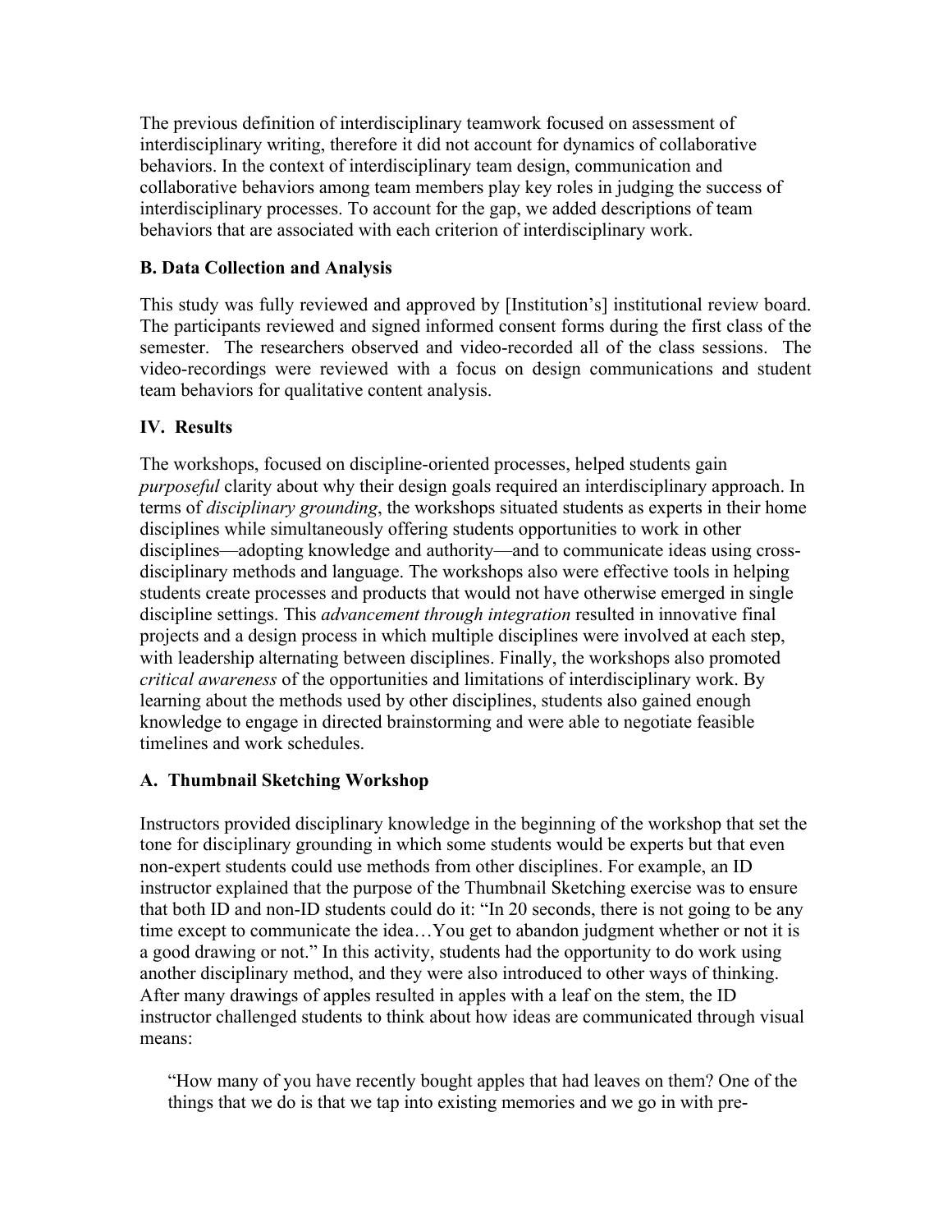The previous definition of interdisciplinary teamwork focused on assessment of interdisciplinary writing, therefore it did not account for dynamics of collaborative behaviors. In the context of interdisciplinary team design, communication and collaborative behaviors among team members play key roles in judging the success of interdisciplinary processes. To account for the gap, we added descriptions of team behaviors that are associated with each criterion of interdisciplinary work.

### B. Data Collection and Analysis

This study was fully reviewed and approved by [Institution's] institutional review board. The participants reviewed and signed informed consent forms during the first class of the semester. The researchers observed and video-recorded all of the class sessions. The video-recordings were reviewed with a focus on design communications and student team behaviors for qualitative content analysis.

## IV. Results

The workshops, focused on discipline-oriented processes, helped students gain *purposeful* clarity about why their design goals required an interdisciplinary approach. In terms of *disciplinary grounding*, the workshops situated students as experts in their home disciplines while simultaneously offering students opportunities to work in other disciplines—adopting knowledge and authority—and to communicate ideas using cross-disciplinary methods and language. The workshops also were effective tools in helping students create processes and products that would not have otherwise emerged in single discipline settings. This *advancement through integration* resulted in innovative final projects and a design process in which multiple disciplines were involved at each step, with leadership alternating between disciplines. Finally, the workshops also promoted *critical awareness* of the opportunities and limitations of interdisciplinary work. By learning about the methods used by other disciplines, students also gained enough knowledge to engage in directed brainstorming and were able to negotiate feasible timelines and work schedules.

### A. Thumbnail Sketching Workshop

Instructors provided disciplinary knowledge in the beginning of the workshop that set the tone for disciplinary grounding in which some students would be experts but that even non-expert students could use methods from other disciplines. For example, an ID instructor explained that the purpose of the Thumbnail Sketching exercise was to ensure that both ID and non-ID students could do it: "In 20 seconds, there is not going to be any time except to communicate the idea…You get to abandon judgment whether or not it is a good drawing or not." In this activity, students had the opportunity to do work using another disciplinary method, and they were also introduced to other ways of thinking. After many drawings of apples resulted in apples with a leaf on the stem, the ID instructor challenged students to think about how ideas are communicated through visual means:

> "How many of you have recently bought apples that had leaves on them? One of the things that we do is that we tap into existing memories and we go in with pre-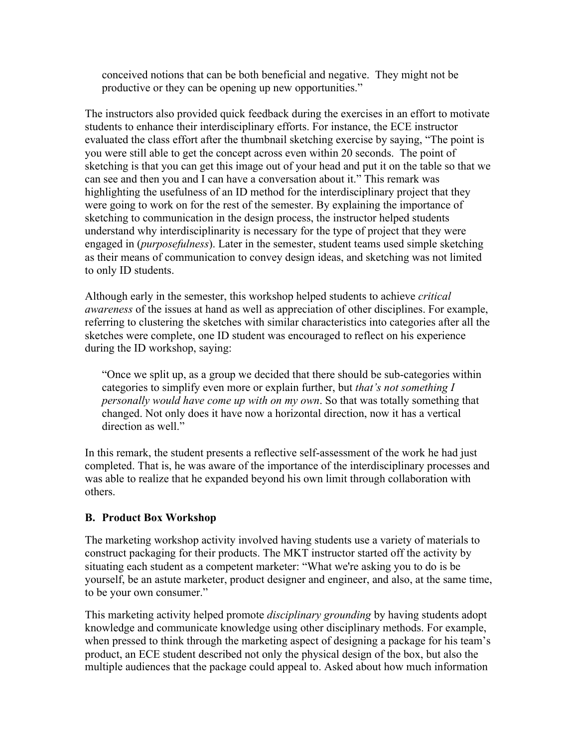> conceived notions that can be both beneficial and negative. They might not be productive or they can be opening up new opportunities."

The instructors also provided quick feedback during the exercises in an effort to motivate students to enhance their interdisciplinary efforts. For instance, the ECE instructor evaluated the class effort after the thumbnail sketching exercise by saying, "The point is you were still able to get the concept across even within 20 seconds. The point of sketching is that you can get this image out of your head and put it on the table so that we can see and then you and I can have a conversation about it." This remark was highlighting the usefulness of an ID method for the interdisciplinary project that they were going to work on for the rest of the semester. By explaining the importance of sketching to communication in the design process, the instructor helped students understand why interdisciplinarity is necessary for the type of project that they were engaged in (*purposefulness*). Later in the semester, student teams used simple sketching as their means of communication to convey design ideas, and sketching was not limited to only ID students.

Although early in the semester, this workshop helped students to achieve *critical awareness* of the issues at hand as well as appreciation of other disciplines. For example, referring to clustering the sketches with similar characteristics into categories after all the sketches were complete, one ID student was encouraged to reflect on his experience during the ID workshop, saying:

> "Once we split up, as a group we decided that there should be sub-categories within categories to simplify even more or explain further, but *that's not something I personally would have come up with on my own*. So that was totally something that changed. Not only does it have now a horizontal direction, now it has a vertical direction as well."

In this remark, the student presents a reflective self-assessment of the work he had just completed. That is, he was aware of the importance of the interdisciplinary processes and was able to realize that he expanded beyond his own limit through collaboration with others.

### B. Product Box Workshop

The marketing workshop activity involved having students use a variety of materials to construct packaging for their products. The MKT instructor started off the activity by situating each student as a competent marketer: "What we're asking you to do is be yourself, be an astute marketer, product designer and engineer, and also, at the same time, to be your own consumer."

This marketing activity helped promote *disciplinary grounding* by having students adopt knowledge and communicate knowledge using other disciplinary methods. For example, when pressed to think through the marketing aspect of designing a package for his team's product, an ECE student described not only the physical design of the box, but also the multiple audiences that the package could appeal to. Asked about how much information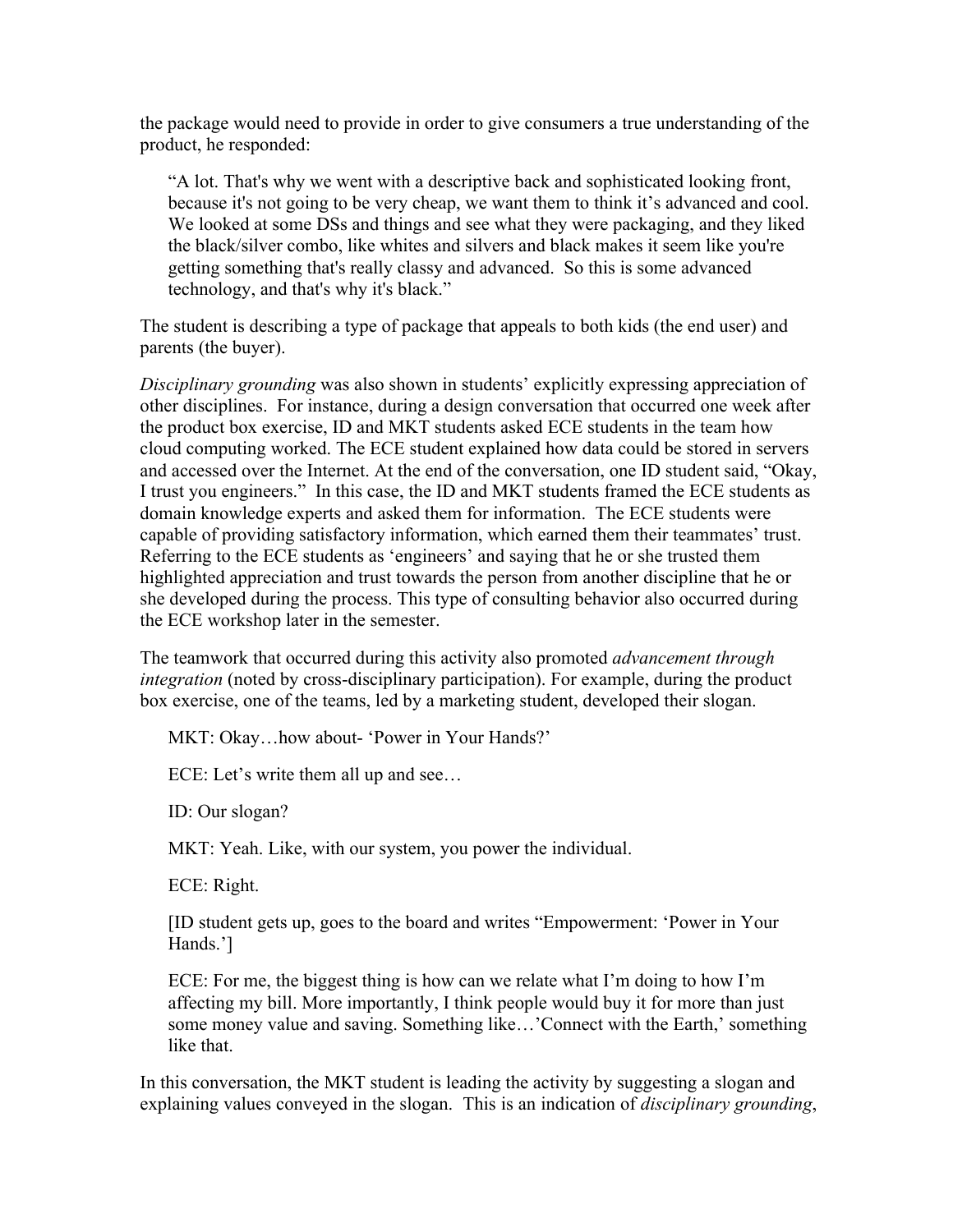the package would need to provide in order to give consumers a true understanding of the product, he responded:

> "A lot. That's why we went with a descriptive back and sophisticated looking front, because it's not going to be very cheap, we want them to think it's advanced and cool. We looked at some DSs and things and see what they were packaging, and they liked the black/silver combo, like whites and silvers and black makes it seem like you're getting something that's really classy and advanced. So this is some advanced technology, and that's why it's black."

The student is describing a type of package that appeals to both kids (the end user) and parents (the buyer).

*Disciplinary grounding* was also shown in students' explicitly expressing appreciation of other disciplines. For instance, during a design conversation that occurred one week after the product box exercise, ID and MKT students asked ECE students in the team how cloud computing worked. The ECE student explained how data could be stored in servers and accessed over the Internet. At the end of the conversation, one ID student said, "Okay, I trust you engineers." In this case, the ID and MKT students framed the ECE students as domain knowledge experts and asked them for information. The ECE students were capable of providing satisfactory information, which earned them their teammates' trust. Referring to the ECE students as 'engineers' and saying that he or she trusted them highlighted appreciation and trust towards the person from another discipline that he or she developed during the process. This type of consulting behavior also occurred during the ECE workshop later in the semester.

The teamwork that occurred during this activity also promoted *advancement through integration* (noted by cross-disciplinary participation). For example, during the product box exercise, one of the teams, led by a marketing student, developed their slogan.

> MKT: Okay…how about- 'Power in Your Hands?'
>
> ECE: Let's write them all up and see…
>
> ID: Our slogan?
>
> MKT: Yeah. Like, with our system, you power the individual.
>
> ECE: Right.
>
> [ID student gets up, goes to the board and writes "Empowerment: 'Power in Your Hands.']
>
> ECE: For me, the biggest thing is how can we relate what I'm doing to how I'm affecting my bill. More importantly, I think people would buy it for more than just some money value and saving. Something like…'Connect with the Earth,' something like that.

In this conversation, the MKT student is leading the activity by suggesting a slogan and explaining values conveyed in the slogan. This is an indication of *disciplinary grounding*,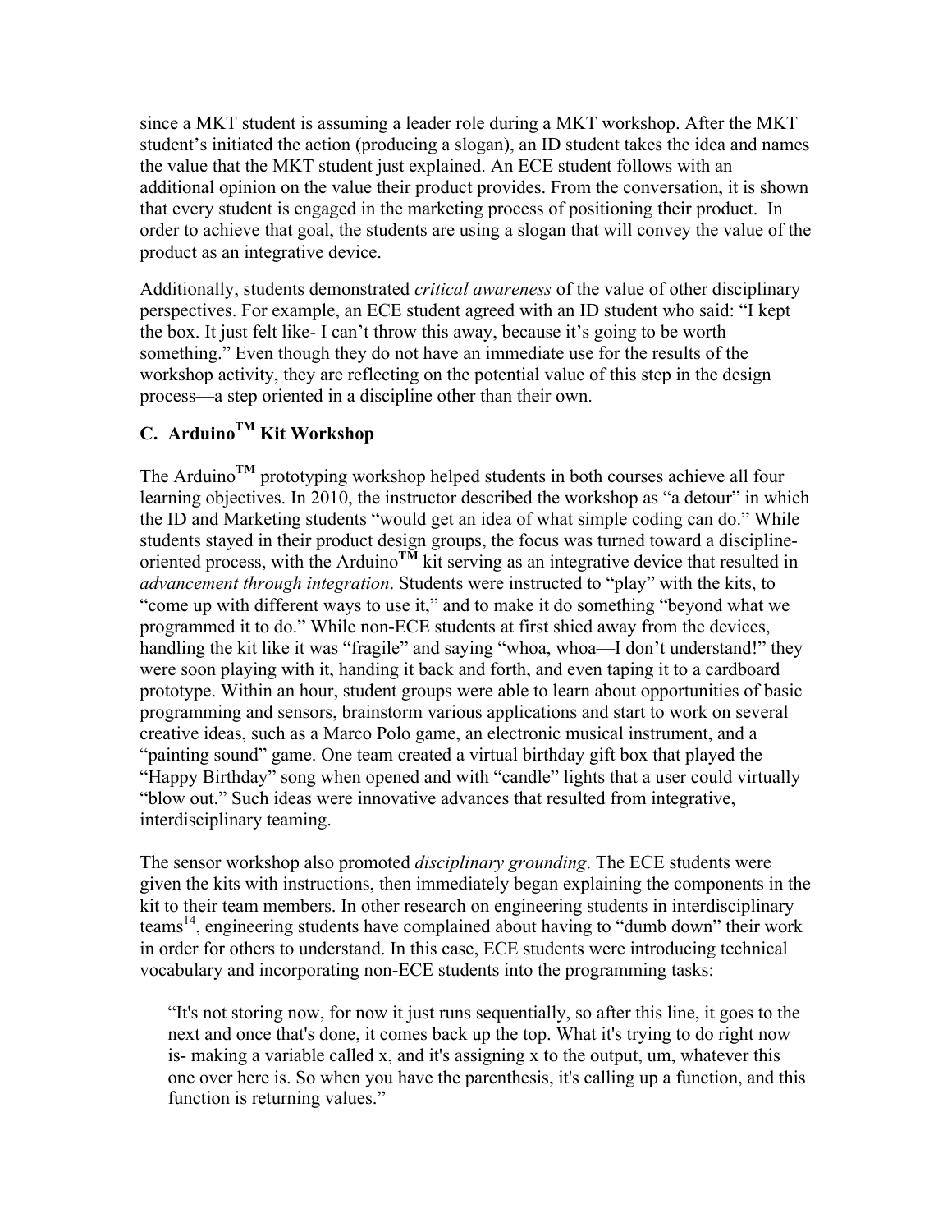since a MKT student is assuming a leader role during a MKT workshop. After the MKT student's initiated the action (producing a slogan), an ID student takes the idea and names the value that the MKT student just explained. An ECE student follows with an additional opinion on the value their product provides. From the conversation, it is shown that every student is engaged in the marketing process of positioning their product. In order to achieve that goal, the students are using a slogan that will convey the value of the product as an integrative device.

Additionally, students demonstrated *critical awareness* of the value of other disciplinary perspectives. For example, an ECE student agreed with an ID student who said: "I kept the box. It just felt like- I can't throw this away, because it's going to be worth something." Even though they do not have an immediate use for the results of the workshop activity, they are reflecting on the potential value of this step in the design process—a step oriented in a discipline other than their own.

### C. Arduino™ Kit Workshop

The Arduino™ prototyping workshop helped students in both courses achieve all four learning objectives. In 2010, the instructor described the workshop as "a detour" in which the ID and Marketing students "would get an idea of what simple coding can do." While students stayed in their product design groups, the focus was turned toward a discipline-oriented process, with the Arduino™ kit serving as an integrative device that resulted in *advancement through integration*. Students were instructed to "play" with the kits, to "come up with different ways to use it," and to make it do something "beyond what we programmed it to do." While non-ECE students at first shied away from the devices, handling the kit like it was "fragile" and saying "whoa, whoa—I don't understand!" they were soon playing with it, handing it back and forth, and even taping it to a cardboard prototype. Within an hour, student groups were able to learn about opportunities of basic programming and sensors, brainstorm various applications and start to work on several creative ideas, such as a Marco Polo game, an electronic musical instrument, and a "painting sound" game. One team created a virtual birthday gift box that played the "Happy Birthday" song when opened and with "candle" lights that a user could virtually "blow out." Such ideas were innovative advances that resulted from integrative, interdisciplinary teaming.

The sensor workshop also promoted *disciplinary grounding*. The ECE students were given the kits with instructions, then immediately began explaining the components in the kit to their team members. In other research on engineering students in interdisciplinary teams[14], engineering students have complained about having to "dumb down" their work in order for others to understand. In this case, ECE students were introducing technical vocabulary and incorporating non-ECE students into the programming tasks:

> "It's not storing now, for now it just runs sequentially, so after this line, it goes to the next and once that's done, it comes back up the top. What it's trying to do right now is- making a variable called x, and it's assigning x to the output, um, whatever this one over here is. So when you have the parenthesis, it's calling up a function, and this function is returning values."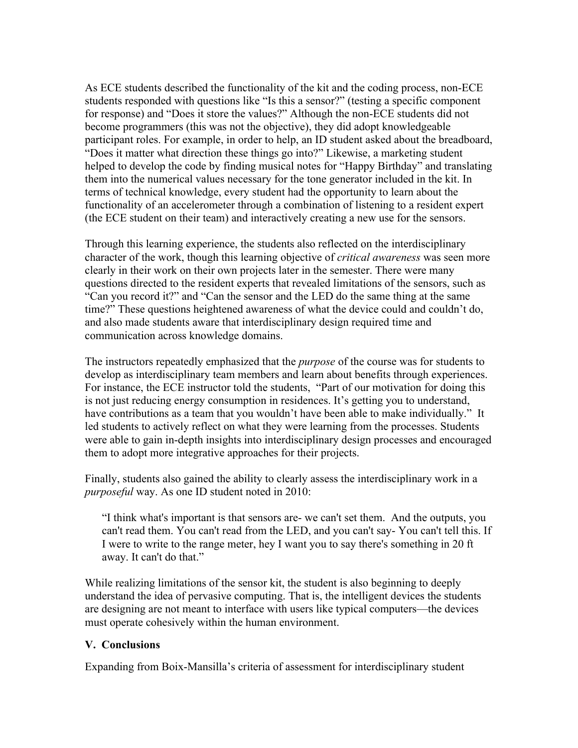As ECE students described the functionality of the kit and the coding process, non-ECE students responded with questions like "Is this a sensor?" (testing a specific component for response) and "Does it store the values?" Although the non-ECE students did not become programmers (this was not the objective), they did adopt knowledgeable participant roles. For example, in order to help, an ID student asked about the breadboard, "Does it matter what direction these things go into?" Likewise, a marketing student helped to develop the code by finding musical notes for "Happy Birthday" and translating them into the numerical values necessary for the tone generator included in the kit. In terms of technical knowledge, every student had the opportunity to learn about the functionality of an accelerometer through a combination of listening to a resident expert (the ECE student on their team) and interactively creating a new use for the sensors.

Through this learning experience, the students also reflected on the interdisciplinary character of the work, though this learning objective of *critical awareness* was seen more clearly in their work on their own projects later in the semester. There were many questions directed to the resident experts that revealed limitations of the sensors, such as "Can you record it?" and "Can the sensor and the LED do the same thing at the same time?" These questions heightened awareness of what the device could and couldn't do, and also made students aware that interdisciplinary design required time and communication across knowledge domains.

The instructors repeatedly emphasized that the *purpose* of the course was for students to develop as interdisciplinary team members and learn about benefits through experiences. For instance, the ECE instructor told the students, "Part of our motivation for doing this is not just reducing energy consumption in residences. It's getting you to understand, have contributions as a team that you wouldn't have been able to make individually." It led students to actively reflect on what they were learning from the processes. Students were able to gain in-depth insights into interdisciplinary design processes and encouraged them to adopt more integrative approaches for their projects.

Finally, students also gained the ability to clearly assess the interdisciplinary work in a *purposeful* way. As one ID student noted in 2010:

> "I think what's important is that sensors are- we can't set them. And the outputs, you can't read them. You can't read from the LED, and you can't say- You can't tell this. If I were to write to the range meter, hey I want you to say there's something in 20 ft away. It can't do that."

While realizing limitations of the sensor kit, the student is also beginning to deeply understand the idea of pervasive computing. That is, the intelligent devices the students are designing are not meant to interface with users like typical computers—the devices must operate cohesively within the human environment.

## V. Conclusions

Expanding from Boix-Mansilla's criteria of assessment for interdisciplinary student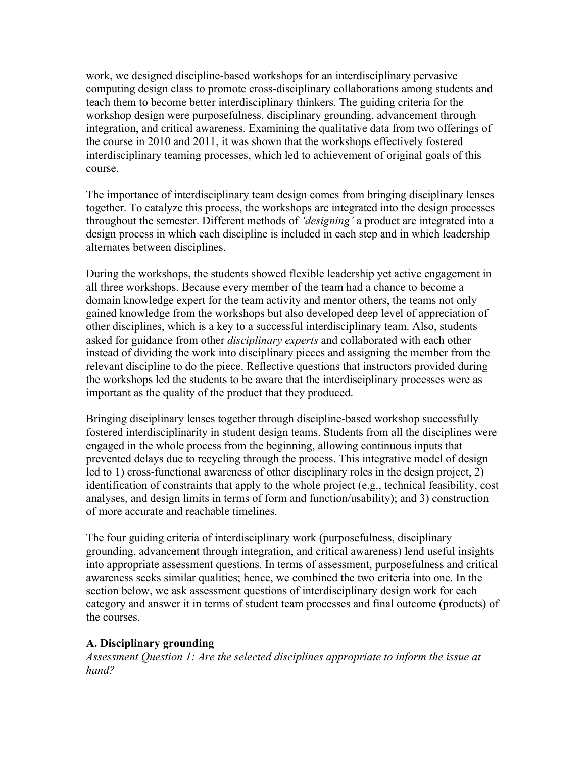work, we designed discipline-based workshops for an interdisciplinary pervasive computing design class to promote cross-disciplinary collaborations among students and teach them to become better interdisciplinary thinkers. The guiding criteria for the workshop design were purposefulness, disciplinary grounding, advancement through integration, and critical awareness. Examining the qualitative data from two offerings of the course in 2010 and 2011, it was shown that the workshops effectively fostered interdisciplinary teaming processes, which led to achievement of original goals of this course.

The importance of interdisciplinary team design comes from bringing disciplinary lenses together. To catalyze this process, the workshops are integrated into the design processes throughout the semester. Different methods of *'designing'* a product are integrated into a design process in which each discipline is included in each step and in which leadership alternates between disciplines.

During the workshops, the students showed flexible leadership yet active engagement in all three workshops. Because every member of the team had a chance to become a domain knowledge expert for the team activity and mentor others, the teams not only gained knowledge from the workshops but also developed deep level of appreciation of other disciplines, which is a key to a successful interdisciplinary team. Also, students asked for guidance from other *disciplinary experts* and collaborated with each other instead of dividing the work into disciplinary pieces and assigning the member from the relevant discipline to do the piece. Reflective questions that instructors provided during the workshops led the students to be aware that the interdisciplinary processes were as important as the quality of the product that they produced.

Bringing disciplinary lenses together through discipline-based workshop successfully fostered interdisciplinarity in student design teams. Students from all the disciplines were engaged in the whole process from the beginning, allowing continuous inputs that prevented delays due to recycling through the process. This integrative model of design led to 1) cross-functional awareness of other disciplinary roles in the design project, 2) identification of constraints that apply to the whole project (e.g., technical feasibility, cost analyses, and design limits in terms of form and function/usability); and 3) construction of more accurate and reachable timelines.

The four guiding criteria of interdisciplinary work (purposefulness, disciplinary grounding, advancement through integration, and critical awareness) lend useful insights into appropriate assessment questions. In terms of assessment, purposefulness and critical awareness seeks similar qualities; hence, we combined the two criteria into one. In the section below, we ask assessment questions of interdisciplinary design work for each category and answer it in terms of student team processes and final outcome (products) of the courses.

**A. Disciplinary grounding**

*Assessment Question 1: Are the selected disciplines appropriate to inform the issue at hand?*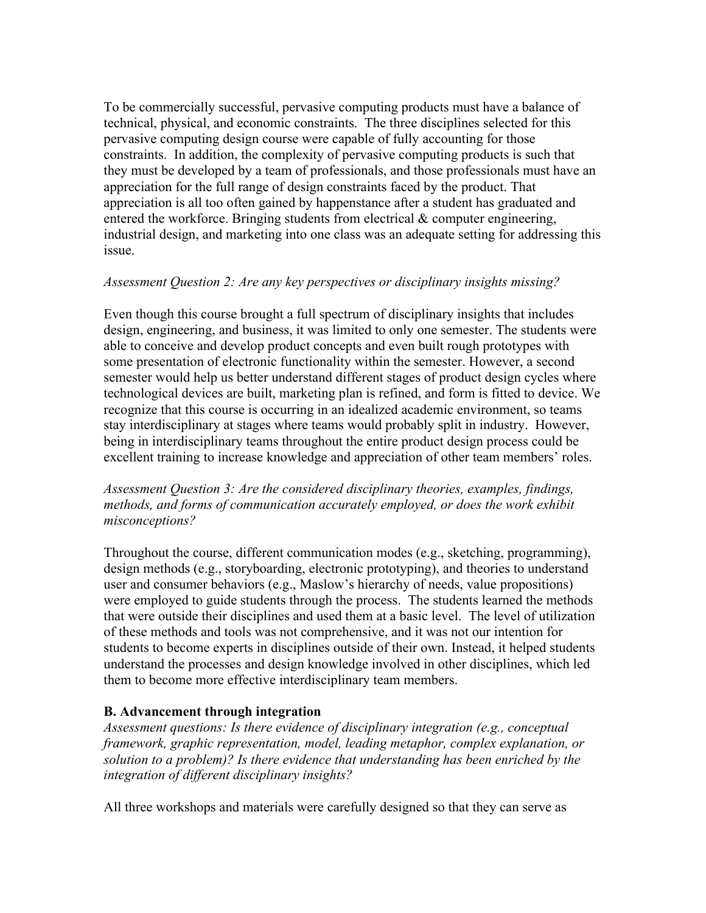To be commercially successful, pervasive computing products must have a balance of technical, physical, and economic constraints. The three disciplines selected for this pervasive computing design course were capable of fully accounting for those constraints. In addition, the complexity of pervasive computing products is such that they must be developed by a team of professionals, and those professionals must have an appreciation for the full range of design constraints faced by the product. That appreciation is all too often gained by happenstance after a student has graduated and entered the workforce. Bringing students from electrical & computer engineering, industrial design, and marketing into one class was an adequate setting for addressing this issue.

*Assessment Question 2: Are any key perspectives or disciplinary insights missing?*

Even though this course brought a full spectrum of disciplinary insights that includes design, engineering, and business, it was limited to only one semester. The students were able to conceive and develop product concepts and even built rough prototypes with some presentation of electronic functionality within the semester. However, a second semester would help us better understand different stages of product design cycles where technological devices are built, marketing plan is refined, and form is fitted to device. We recognize that this course is occurring in an idealized academic environment, so teams stay interdisciplinary at stages where teams would probably split in industry. However, being in interdisciplinary teams throughout the entire product design process could be excellent training to increase knowledge and appreciation of other team members' roles.

*Assessment Question 3: Are the considered disciplinary theories, examples, findings, methods, and forms of communication accurately employed, or does the work exhibit misconceptions?*

Throughout the course, different communication modes (e.g., sketching, programming), design methods (e.g., storyboarding, electronic prototyping), and theories to understand user and consumer behaviors (e.g., Maslow's hierarchy of needs, value propositions) were employed to guide students through the process. The students learned the methods that were outside their disciplines and used them at a basic level. The level of utilization of these methods and tools was not comprehensive, and it was not our intention for students to become experts in disciplines outside of their own. Instead, it helped students understand the processes and design knowledge involved in other disciplines, which led them to become more effective interdisciplinary team members.

**B. Advancement through integration**

*Assessment questions: Is there evidence of disciplinary integration (e.g., conceptual framework, graphic representation, model, leading metaphor, complex explanation, or solution to a problem)? Is there evidence that understanding has been enriched by the integration of different disciplinary insights?*

All three workshops and materials were carefully designed so that they can serve as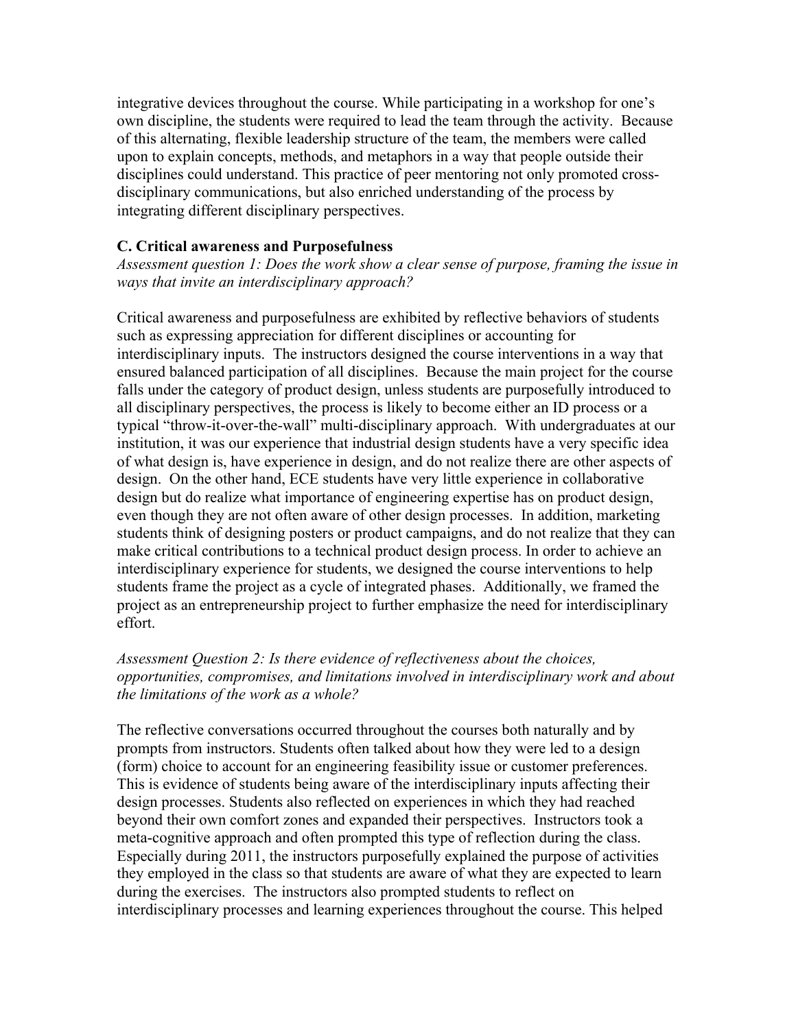integrative devices throughout the course. While participating in a workshop for one's own discipline, the students were required to lead the team through the activity. Because of this alternating, flexible leadership structure of the team, the members were called upon to explain concepts, methods, and metaphors in a way that people outside their disciplines could understand. This practice of peer mentoring not only promoted cross-disciplinary communications, but also enriched understanding of the process by integrating different disciplinary perspectives.

### C. Critical awareness and Purposefulness

*Assessment question 1: Does the work show a clear sense of purpose, framing the issue in ways that invite an interdisciplinary approach?*

Critical awareness and purposefulness are exhibited by reflective behaviors of students such as expressing appreciation for different disciplines or accounting for interdisciplinary inputs. The instructors designed the course interventions in a way that ensured balanced participation of all disciplines. Because the main project for the course falls under the category of product design, unless students are purposefully introduced to all disciplinary perspectives, the process is likely to become either an ID process or a typical "throw-it-over-the-wall" multi-disciplinary approach. With undergraduates at our institution, it was our experience that industrial design students have a very specific idea of what design is, have experience in design, and do not realize there are other aspects of design. On the other hand, ECE students have very little experience in collaborative design but do realize what importance of engineering expertise has on product design, even though they are not often aware of other design processes. In addition, marketing students think of designing posters or product campaigns, and do not realize that they can make critical contributions to a technical product design process. In order to achieve an interdisciplinary experience for students, we designed the course interventions to help students frame the project as a cycle of integrated phases. Additionally, we framed the project as an entrepreneurship project to further emphasize the need for interdisciplinary effort.

*Assessment Question 2: Is there evidence of reflectiveness about the choices, opportunities, compromises, and limitations involved in interdisciplinary work and about the limitations of the work as a whole?*

The reflective conversations occurred throughout the courses both naturally and by prompts from instructors. Students often talked about how they were led to a design (form) choice to account for an engineering feasibility issue or customer preferences. This is evidence of students being aware of the interdisciplinary inputs affecting their design processes. Students also reflected on experiences in which they had reached beyond their own comfort zones and expanded their perspectives. Instructors took a meta-cognitive approach and often prompted this type of reflection during the class. Especially during 2011, the instructors purposefully explained the purpose of activities they employed in the class so that students are aware of what they are expected to learn during the exercises. The instructors also prompted students to reflect on interdisciplinary processes and learning experiences throughout the course. This helped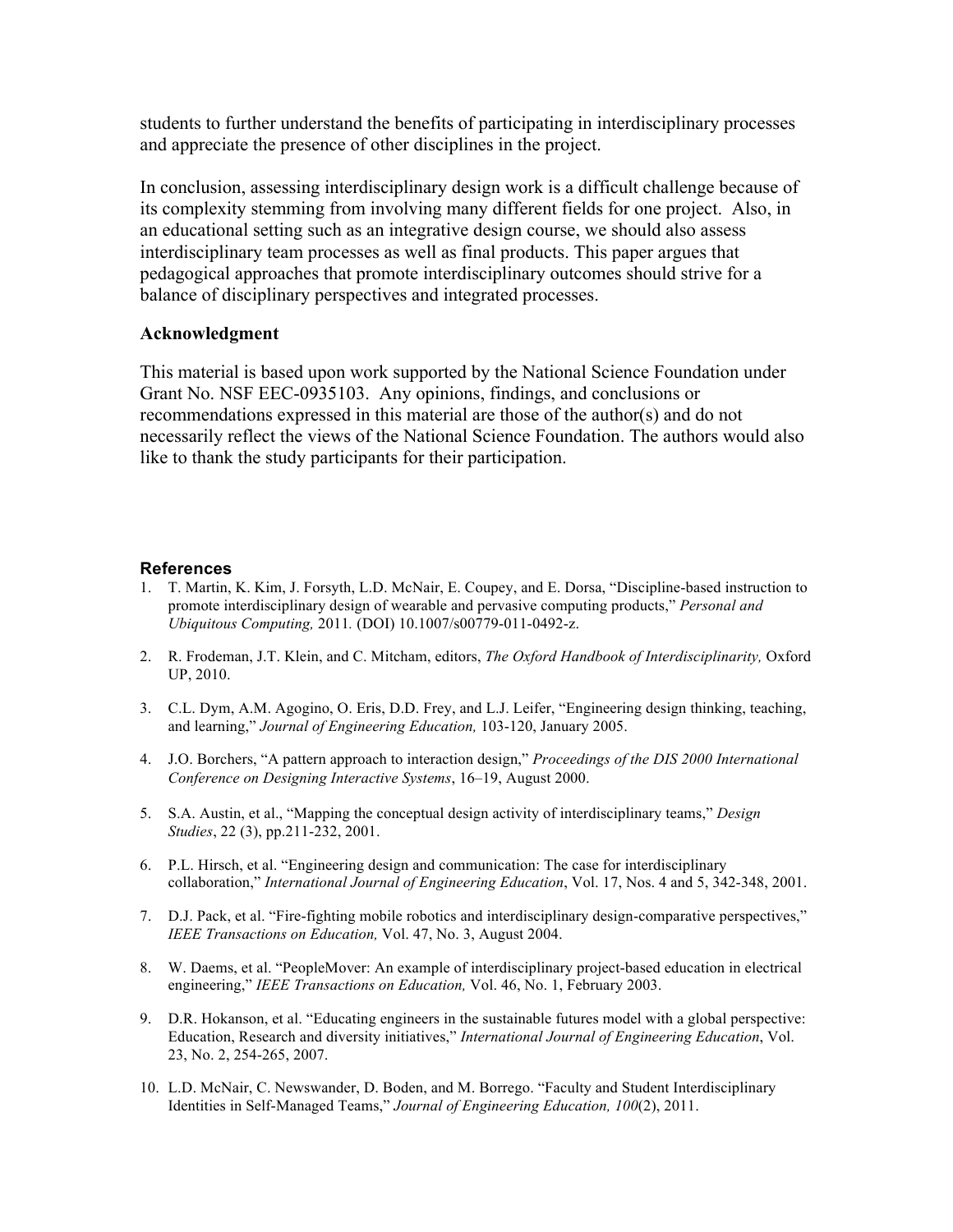students to further understand the benefits of participating in interdisciplinary processes and appreciate the presence of other disciplines in the project.

In conclusion, assessing interdisciplinary design work is a difficult challenge because of its complexity stemming from involving many different fields for one project. Also, in an educational setting such as an integrative design course, we should also assess interdisciplinary team processes as well as final products. This paper argues that pedagogical approaches that promote interdisciplinary outcomes should strive for a balance of disciplinary perspectives and integrated processes.

## Acknowledgment

This material is based upon work supported by the National Science Foundation under Grant No. NSF EEC-0935103. Any opinions, findings, and conclusions or recommendations expressed in this material are those of the author(s) and do not necessarily reflect the views of the National Science Foundation. The authors would also like to thank the study participants for their participation.

## References

1. T. Martin, K. Kim, J. Forsyth, L.D. McNair, E. Coupey, and E. Dorsa, "Discipline-based instruction to promote interdisciplinary design of wearable and pervasive computing products," *Personal and Ubiquitous Computing,* 2011. (DOI) 10.1007/s00779-011-0492-z.

2. R. Frodeman, J.T. Klein, and C. Mitcham, editors, *The Oxford Handbook of Interdisciplinarity,* Oxford UP, 2010.

3. C.L. Dym, A.M. Agogino, O. Eris, D.D. Frey, and L.J. Leifer, "Engineering design thinking, teaching, and learning," *Journal of Engineering Education,* 103-120, January 2005.

4. J.O. Borchers, "A pattern approach to interaction design," *Proceedings of the DIS 2000 International Conference on Designing Interactive Systems*, 16–19, August 2000.

5. S.A. Austin, et al., "Mapping the conceptual design activity of interdisciplinary teams," *Design Studies*, 22 (3), pp.211-232, 2001.

6. P.L. Hirsch, et al. "Engineering design and communication: The case for interdisciplinary collaboration," *International Journal of Engineering Education*, Vol. 17, Nos. 4 and 5, 342-348, 2001.

7. D.J. Pack, et al. "Fire-fighting mobile robotics and interdisciplinary design-comparative perspectives," *IEEE Transactions on Education,* Vol. 47, No. 3, August 2004.

8. W. Daems, et al. "PeopleMover: An example of interdisciplinary project-based education in electrical engineering," *IEEE Transactions on Education,* Vol. 46, No. 1, February 2003.

9. D.R. Hokanson, et al. "Educating engineers in the sustainable futures model with a global perspective: Education, Research and diversity initiatives," *International Journal of Engineering Education*, Vol. 23, No. 2, 254-265, 2007.

10. L.D. McNair, C. Newswander, D. Boden, and M. Borrego. "Faculty and Student Interdisciplinary Identities in Self-Managed Teams," *Journal of Engineering Education, 100*(2), 2011.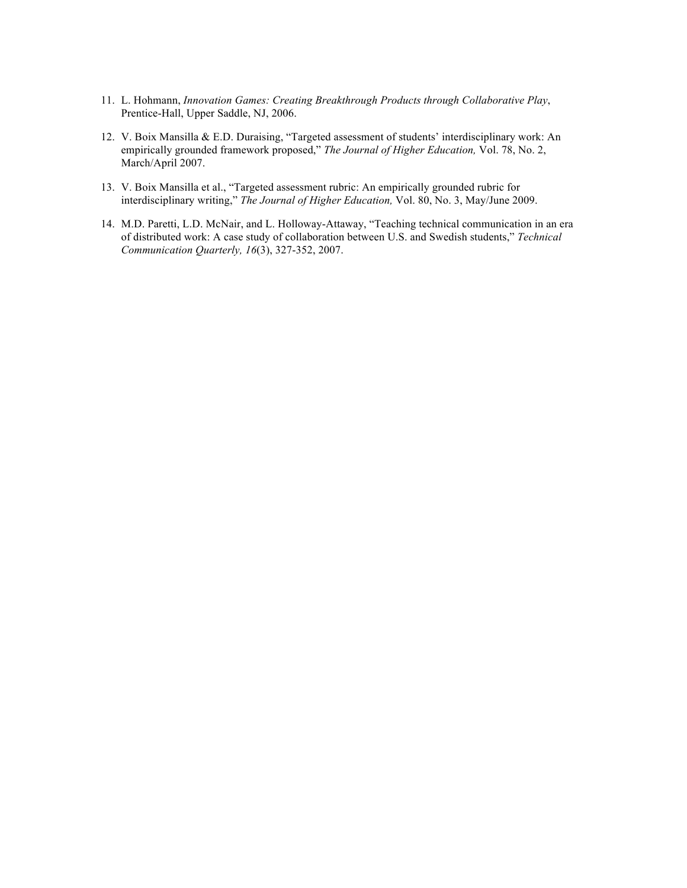11. L. Hohmann, *Innovation Games: Creating Breakthrough Products through Collaborative Play*, Prentice-Hall, Upper Saddle, NJ, 2006.

12. V. Boix Mansilla & E.D. Duraising, "Targeted assessment of students' interdisciplinary work: An empirically grounded framework proposed," *The Journal of Higher Education,* Vol. 78, No. 2, March/April 2007.

13. V. Boix Mansilla et al., "Targeted assessment rubric: An empirically grounded rubric for interdisciplinary writing," *The Journal of Higher Education,* Vol. 80, No. 3, May/June 2009.

14. M.D. Paretti, L.D. McNair, and L. Holloway-Attaway, "Teaching technical communication in an era of distributed work: A case study of collaboration between U.S. and Swedish students," *Technical Communication Quarterly, 16*(3), 327-352, 2007.